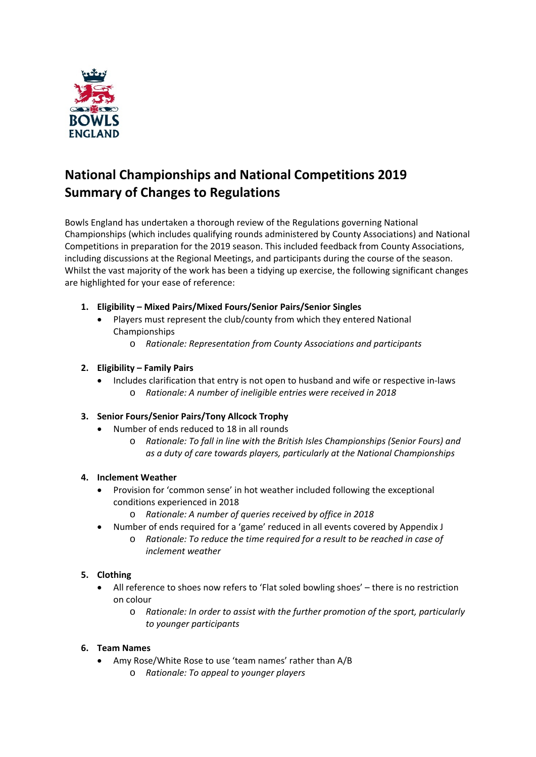# National Championships and National Competitions 2019 Summary of Changes to Regulations

Bowls England has undertaken a thorough review of the Regulations governing National Championships (which includes qualifying rounds administered by County Associations) and National Competitions in preparation for the 2019 season. This included feedback from County Associations, including discussions at the Regional Meetings, and participants during the course of the season. Whilst the vast majority of the work has been a tidying up exercise, the following significant changes are highlighted for your ease of reference:

1. **Eligibility – Mixed Pairs/Mixed Fours/Senior Pairs/Senior Singles**
   - Players must represent the club/county from which they entered National Championships
     - *Rationale: Representation from County Associations and participants*

2. **Eligibility – Family Pairs**
   - Includes clarification that entry is not open to husband and wife or respective in-laws
     - *Rationale: A number of ineligible entries were received in 2018*

3. **Senior Fours/Senior Pairs/Tony Allcock Trophy**
   - Number of ends reduced to 18 in all rounds
     - *Rationale: To fall in line with the British Isles Championships (Senior Fours) and as a duty of care towards players, particularly at the National Championships*

4. **Inclement Weather**
   - Provision for 'common sense' in hot weather included following the exceptional conditions experienced in 2018
     - *Rationale: A number of queries received by office in 2018*
   - Number of ends required for a 'game' reduced in all events covered by Appendix J
     - *Rationale: To reduce the time required for a result to be reached in case of inclement weather*

5. **Clothing**
   - All reference to shoes now refers to 'Flat soled bowling shoes' – there is no restriction on colour
     - *Rationale: In order to assist with the further promotion of the sport, particularly to younger participants*

6. **Team Names**
   - Amy Rose/White Rose to use 'team names' rather than A/B
     - *Rationale: To appeal to younger players*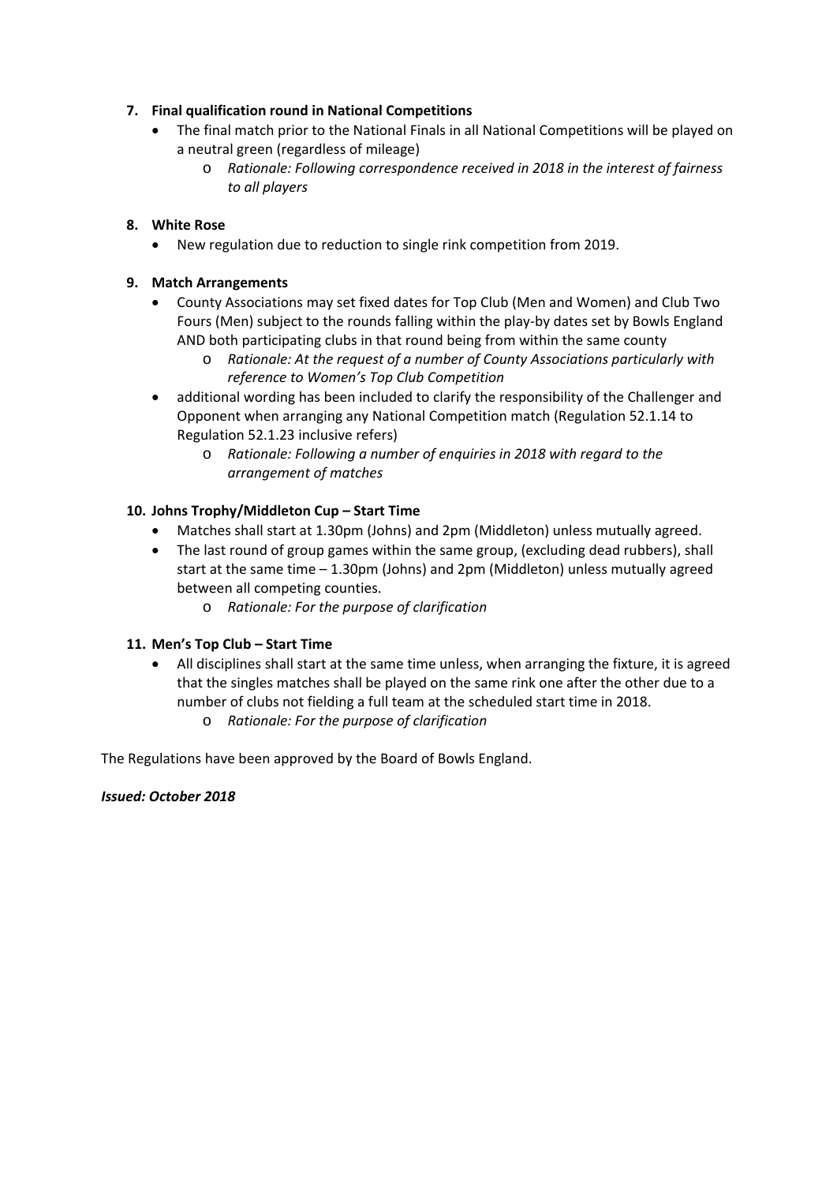7. **Final qualification round in National Competitions**
    - The final match prior to the National Finals in all National Competitions will be played on a neutral green (regardless of mileage)
        - *Rationale: Following correspondence received in 2018 in the interest of fairness to all players*

8. **White Rose**
    - New regulation due to reduction to single rink competition from 2019.

9. **Match Arrangements**
    - County Associations may set fixed dates for Top Club (Men and Women) and Club Two Fours (Men) subject to the rounds falling within the play-by dates set by Bowls England AND both participating clubs in that round being from within the same county
        - *Rationale: At the request of a number of County Associations particularly with reference to Women's Top Club Competition*
    - additional wording has been included to clarify the responsibility of the Challenger and Opponent when arranging any National Competition match (Regulation 52.1.14 to Regulation 52.1.23 inclusive refers)
        - *Rationale: Following a number of enquiries in 2018 with regard to the arrangement of matches*

10. **Johns Trophy/Middleton Cup – Start Time**
    - Matches shall start at 1.30pm (Johns) and 2pm (Middleton) unless mutually agreed.
    - The last round of group games within the same group, (excluding dead rubbers), shall start at the same time – 1.30pm (Johns) and 2pm (Middleton) unless mutually agreed between all competing counties.
        - *Rationale: For the purpose of clarification*

11. **Men's Top Club – Start Time**
    - All disciplines shall start at the same time unless, when arranging the fixture, it is agreed that the singles matches shall be played on the same rink one after the other due to a number of clubs not fielding a full team at the scheduled start time in 2018.
        - *Rationale: For the purpose of clarification*

The Regulations have been approved by the Board of Bowls England.

***Issued: October 2018***